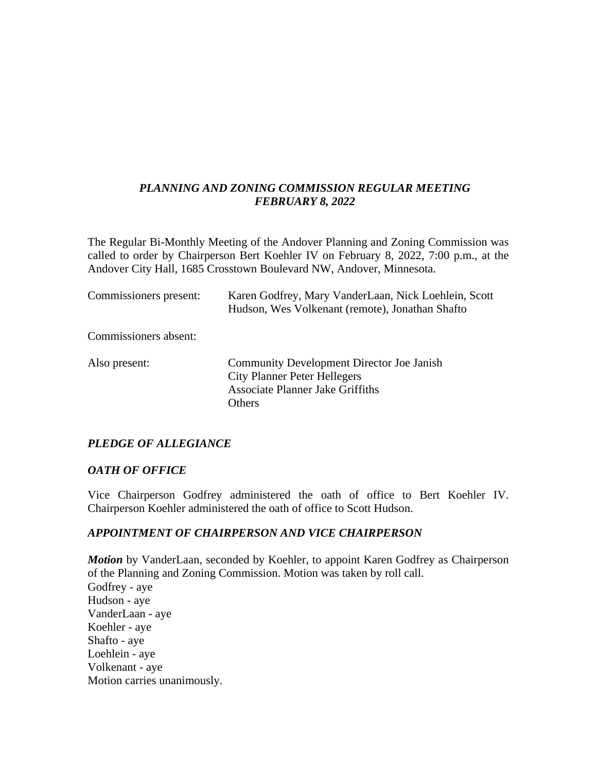***PLANNING AND ZONING COMMISSION REGULAR MEETING***
***FEBRUARY 8, 2022***

The Regular Bi-Monthly Meeting of the Andover Planning and Zoning Commission was called to order by Chairperson Bert Koehler IV on February 8, 2022, 7:00 p.m., at the Andover City Hall, 1685 Crosstown Boulevard NW, Andover, Minnesota.

Commissioners present: Karen Godfrey, Mary VanderLaan, Nick Loehlein, Scott Hudson, Wes Volkenant (remote), Jonathan Shafto

Commissioners absent:

Also present: Community Development Director Joe Janish
City Planner Peter Hellegers
Associate Planner Jake Griffiths
Others

***PLEDGE OF ALLEGIANCE***

***OATH OF OFFICE***

Vice Chairperson Godfrey administered the oath of office to Bert Koehler IV. Chairperson Koehler administered the oath of office to Scott Hudson.

***APPOINTMENT OF CHAIRPERSON AND VICE CHAIRPERSON***

***Motion*** by VanderLaan, seconded by Koehler, to appoint Karen Godfrey as Chairperson of the Planning and Zoning Commission. Motion was taken by roll call.
Godfrey - aye
Hudson - aye
VanderLaan - aye
Koehler - aye
Shafto - aye
Loehlein - aye
Volkenant - aye
Motion carries unanimously.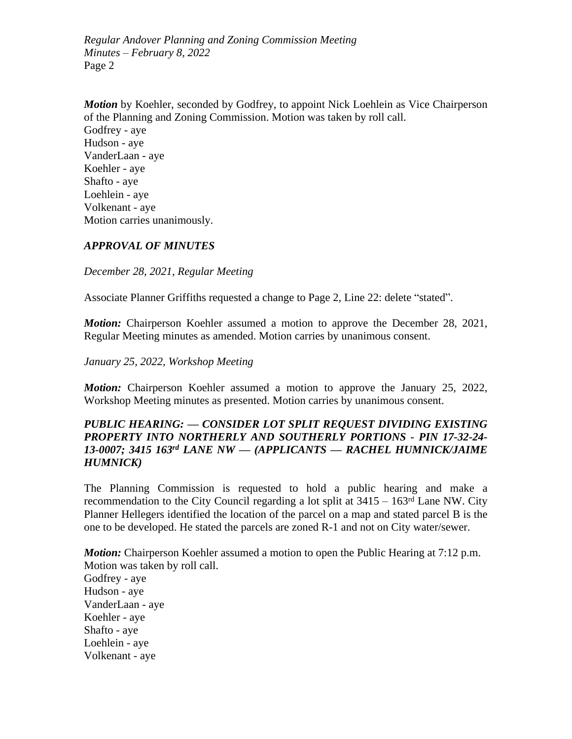***Motion*** by Koehler, seconded by Godfrey, to appoint Nick Loehlein as Vice Chairperson of the Planning and Zoning Commission. Motion was taken by roll call.
Godfrey - aye
Hudson - aye
VanderLaan - aye
Koehler - aye
Shafto - aye
Loehlein - aye
Volkenant - aye
Motion carries unanimously.

### *APPROVAL OF MINUTES*

*December 28, 2021, Regular Meeting*

Associate Planner Griffiths requested a change to Page 2, Line 22: delete "stated".

***Motion:*** Chairperson Koehler assumed a motion to approve the December 28, 2021, Regular Meeting minutes as amended. Motion carries by unanimous consent.

*January 25, 2022, Workshop Meeting*

***Motion:*** Chairperson Koehler assumed a motion to approve the January 25, 2022, Workshop Meeting minutes as presented. Motion carries by unanimous consent.

### *PUBLIC HEARING: — CONSIDER LOT SPLIT REQUEST DIVIDING EXISTING PROPERTY INTO NORTHERLY AND SOUTHERLY PORTIONS - PIN 17-32-24-13-0007; 3415 163rd LANE NW — (APPLICANTS — RACHEL HUMNICK/JAIME HUMNICK)*

The Planning Commission is requested to hold a public hearing and make a recommendation to the City Council regarding a lot split at 3415 – 163rd Lane NW. City Planner Hellegers identified the location of the parcel on a map and stated parcel B is the one to be developed. He stated the parcels are zoned R-1 and not on City water/sewer.

***Motion:*** Chairperson Koehler assumed a motion to open the Public Hearing at 7:12 p.m. Motion was taken by roll call.
Godfrey - aye
Hudson - aye
VanderLaan - aye
Koehler - aye
Shafto - aye
Loehlein - aye
Volkenant - aye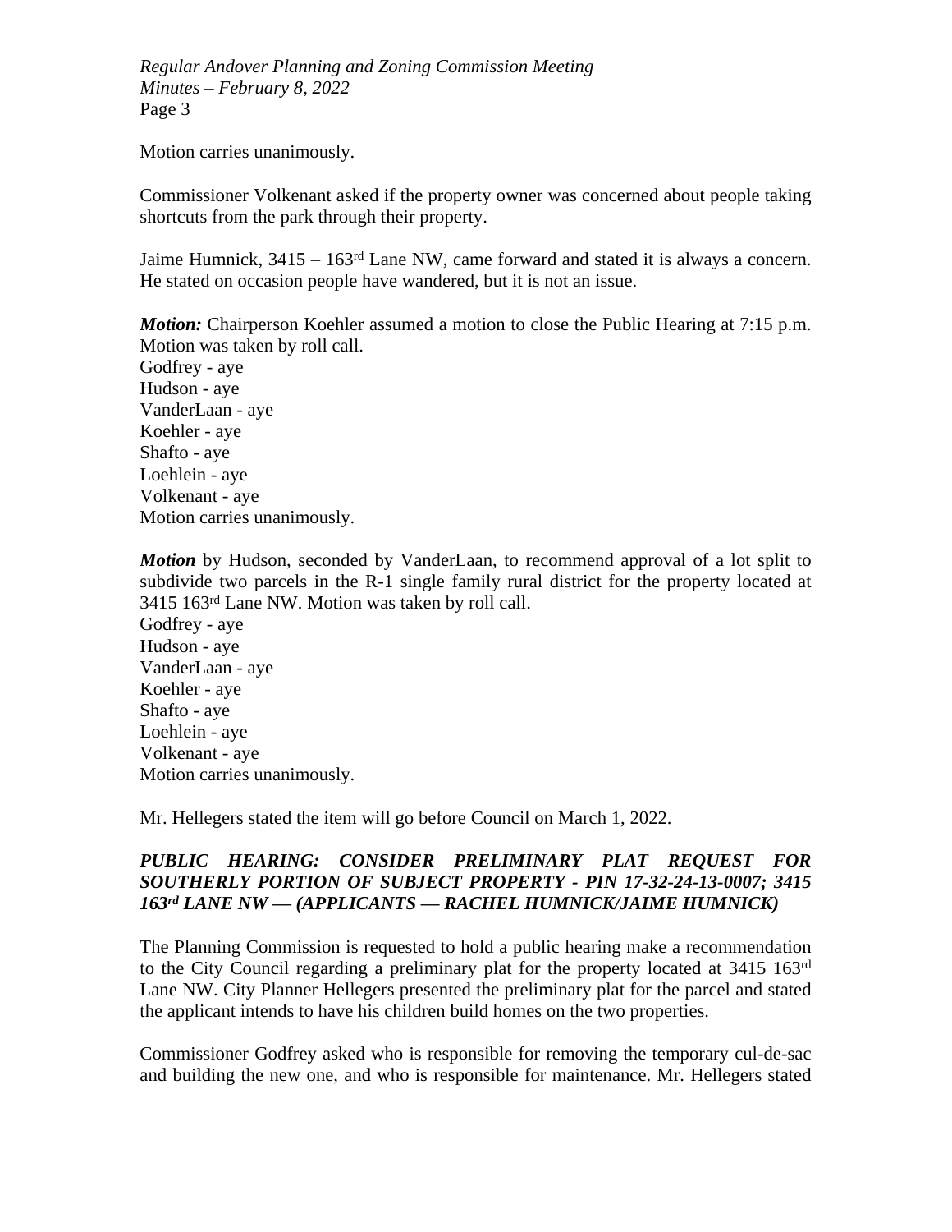Motion carries unanimously.

Commissioner Volkenant asked if the property owner was concerned about people taking shortcuts from the park through their property.

Jaime Humnick, 3415 – 163rd Lane NW, came forward and stated it is always a concern. He stated on occasion people have wandered, but it is not an issue.

***Motion:*** Chairperson Koehler assumed a motion to close the Public Hearing at 7:15 p.m. Motion was taken by roll call.
Godfrey - aye
Hudson - aye
VanderLaan - aye
Koehler - aye
Shafto - aye
Loehlein - aye
Volkenant - aye
Motion carries unanimously.

***Motion*** by Hudson, seconded by VanderLaan, to recommend approval of a lot split to subdivide two parcels in the R-1 single family rural district for the property located at 3415 163rd Lane NW. Motion was taken by roll call.
Godfrey - aye
Hudson - aye
VanderLaan - aye
Koehler - aye
Shafto - aye
Loehlein - aye
Volkenant - aye
Motion carries unanimously.

Mr. Hellegers stated the item will go before Council on March 1, 2022.

***PUBLIC HEARING: CONSIDER PRELIMINARY PLAT REQUEST FOR SOUTHERLY PORTION OF SUBJECT PROPERTY - PIN 17-32-24-13-0007; 3415 163rd LANE NW — (APPLICANTS — RACHEL HUMNICK/JAIME HUMNICK)***

The Planning Commission is requested to hold a public hearing make a recommendation to the City Council regarding a preliminary plat for the property located at 3415 163rd Lane NW. City Planner Hellegers presented the preliminary plat for the parcel and stated the applicant intends to have his children build homes on the two properties.

Commissioner Godfrey asked who is responsible for removing the temporary cul-de-sac and building the new one, and who is responsible for maintenance. Mr. Hellegers stated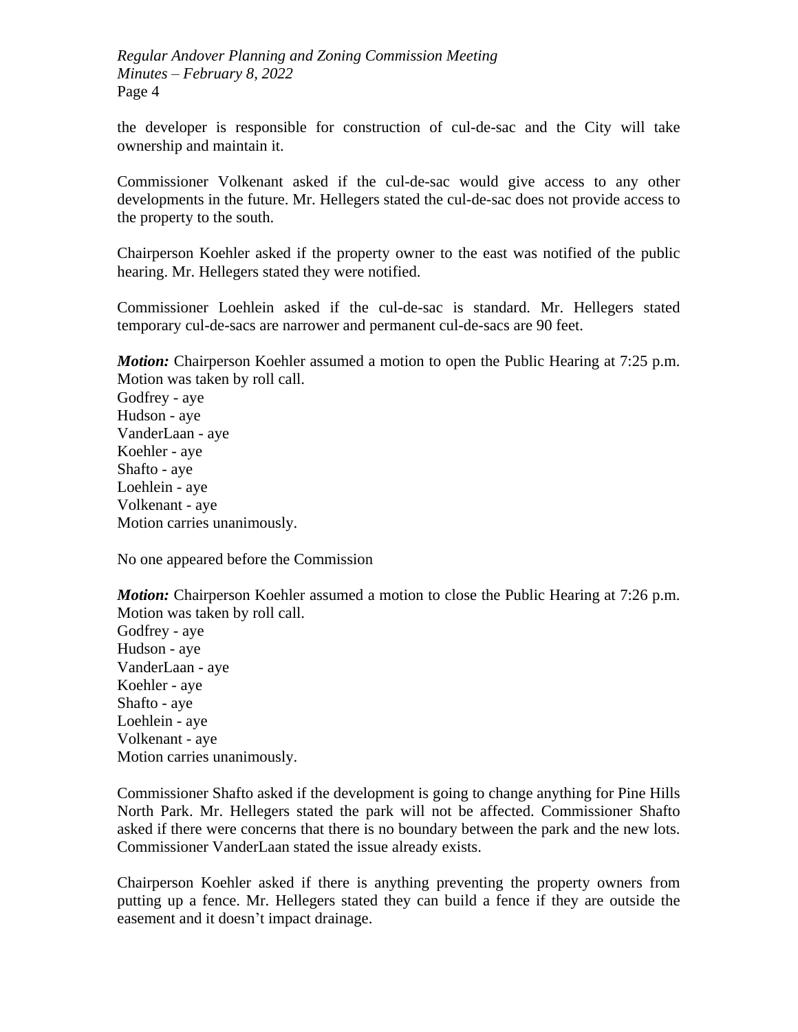the developer is responsible for construction of cul-de-sac and the City will take ownership and maintain it.

Commissioner Volkenant asked if the cul-de-sac would give access to any other developments in the future. Mr. Hellegers stated the cul-de-sac does not provide access to the property to the south.

Chairperson Koehler asked if the property owner to the east was notified of the public hearing. Mr. Hellegers stated they were notified.

Commissioner Loehlein asked if the cul-de-sac is standard. Mr. Hellegers stated temporary cul-de-sacs are narrower and permanent cul-de-sacs are 90 feet.

***Motion:*** Chairperson Koehler assumed a motion to open the Public Hearing at 7:25 p.m. Motion was taken by roll call.
Godfrey - aye
Hudson - aye
VanderLaan - aye
Koehler - aye
Shafto - aye
Loehlein - aye
Volkenant - aye
Motion carries unanimously.

No one appeared before the Commission

***Motion:*** Chairperson Koehler assumed a motion to close the Public Hearing at 7:26 p.m. Motion was taken by roll call.
Godfrey - aye
Hudson - aye
VanderLaan - aye
Koehler - aye
Shafto - aye
Loehlein - aye
Volkenant - aye
Motion carries unanimously.

Commissioner Shafto asked if the development is going to change anything for Pine Hills North Park. Mr. Hellegers stated the park will not be affected. Commissioner Shafto asked if there were concerns that there is no boundary between the park and the new lots. Commissioner VanderLaan stated the issue already exists.

Chairperson Koehler asked if there is anything preventing the property owners from putting up a fence. Mr. Hellegers stated they can build a fence if they are outside the easement and it doesn't impact drainage.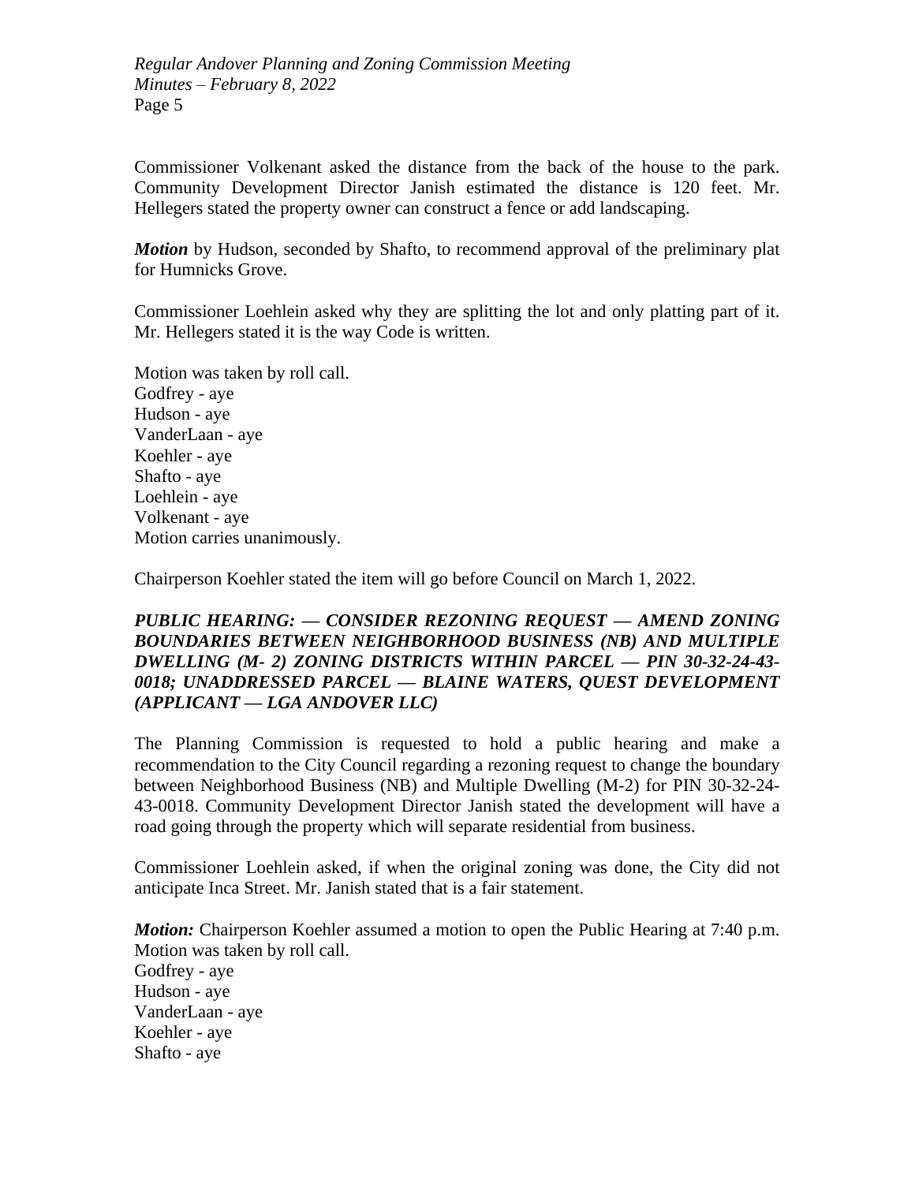Commissioner Volkenant asked the distance from the back of the house to the park. Community Development Director Janish estimated the distance is 120 feet. Mr. Hellegers stated the property owner can construct a fence or add landscaping.

***Motion*** by Hudson, seconded by Shafto, to recommend approval of the preliminary plat for Humnicks Grove.

Commissioner Loehlein asked why they are splitting the lot and only platting part of it. Mr. Hellegers stated it is the way Code is written.

Motion was taken by roll call.
Godfrey - aye
Hudson - aye
VanderLaan - aye
Koehler - aye
Shafto - aye
Loehlein - aye
Volkenant - aye
Motion carries unanimously.

Chairperson Koehler stated the item will go before Council on March 1, 2022.

***PUBLIC HEARING: — CONSIDER REZONING REQUEST — AMEND ZONING BOUNDARIES BETWEEN NEIGHBORHOOD BUSINESS (NB) AND MULTIPLE DWELLING (M- 2) ZONING DISTRICTS WITHIN PARCEL — PIN 30-32-24-43-0018; UNADDRESSED PARCEL — BLAINE WATERS, QUEST DEVELOPMENT (APPLICANT — LGA ANDOVER LLC)***

The Planning Commission is requested to hold a public hearing and make a recommendation to the City Council regarding a rezoning request to change the boundary between Neighborhood Business (NB) and Multiple Dwelling (M-2) for PIN 30-32-24-43-0018. Community Development Director Janish stated the development will have a road going through the property which will separate residential from business.

Commissioner Loehlein asked, if when the original zoning was done, the City did not anticipate Inca Street. Mr. Janish stated that is a fair statement.

***Motion:*** Chairperson Koehler assumed a motion to open the Public Hearing at 7:40 p.m. Motion was taken by roll call.
Godfrey - aye
Hudson - aye
VanderLaan - aye
Koehler - aye
Shafto - aye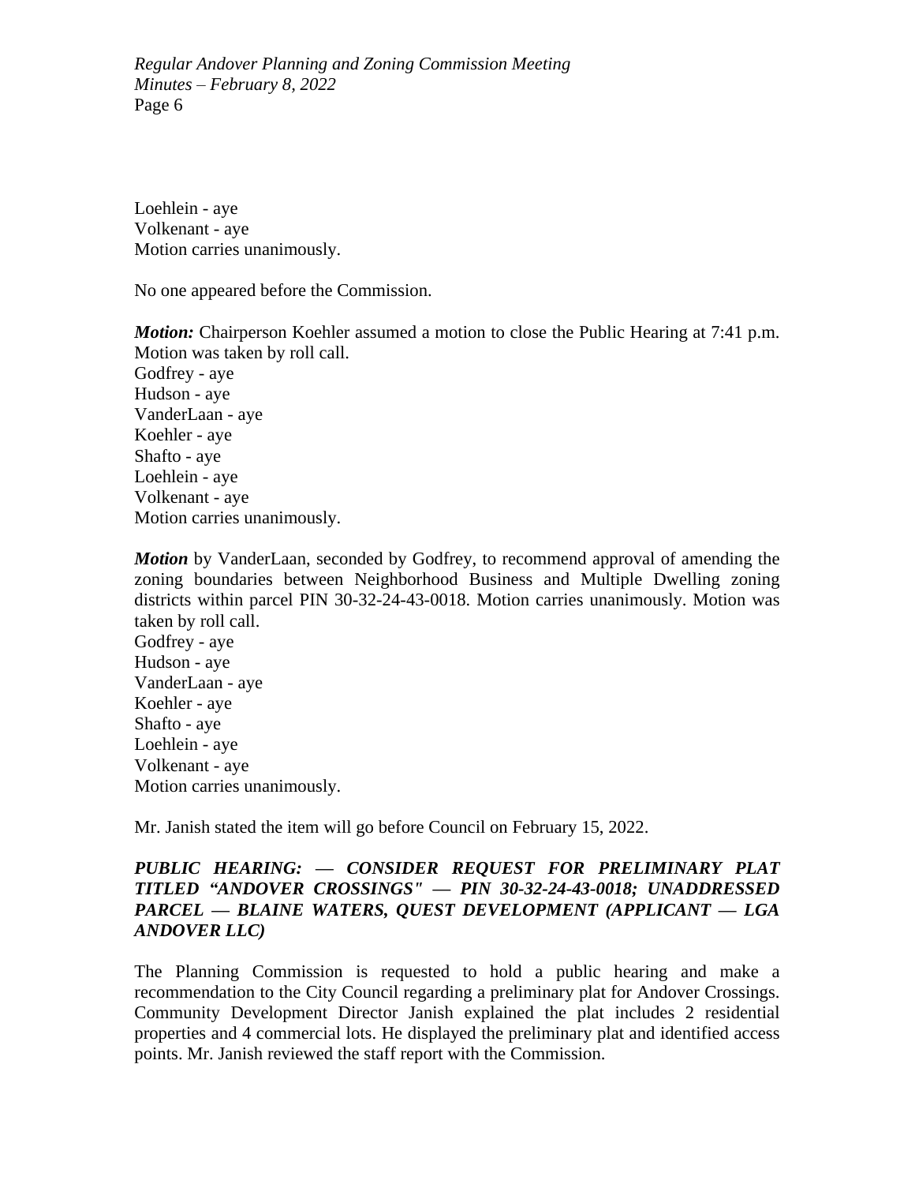Loehlein - aye
Volkenant - aye
Motion carries unanimously.

No one appeared before the Commission.

***Motion:*** Chairperson Koehler assumed a motion to close the Public Hearing at 7:41 p.m. Motion was taken by roll call.
Godfrey - aye
Hudson - aye
VanderLaan - aye
Koehler - aye
Shafto - aye
Loehlein - aye
Volkenant - aye
Motion carries unanimously.

***Motion*** by VanderLaan, seconded by Godfrey, to recommend approval of amending the zoning boundaries between Neighborhood Business and Multiple Dwelling zoning districts within parcel PIN 30-32-24-43-0018. Motion carries unanimously. Motion was taken by roll call.
Godfrey - aye
Hudson - aye
VanderLaan - aye
Koehler - aye
Shafto - aye
Loehlein - aye
Volkenant - aye
Motion carries unanimously.

Mr. Janish stated the item will go before Council on February 15, 2022.

***PUBLIC HEARING: — CONSIDER REQUEST FOR PRELIMINARY PLAT TITLED "ANDOVER CROSSINGS" — PIN 30-32-24-43-0018; UNADDRESSED PARCEL — BLAINE WATERS, QUEST DEVELOPMENT (APPLICANT — LGA ANDOVER LLC)***

The Planning Commission is requested to hold a public hearing and make a recommendation to the City Council regarding a preliminary plat for Andover Crossings. Community Development Director Janish explained the plat includes 2 residential properties and 4 commercial lots. He displayed the preliminary plat and identified access points. Mr. Janish reviewed the staff report with the Commission.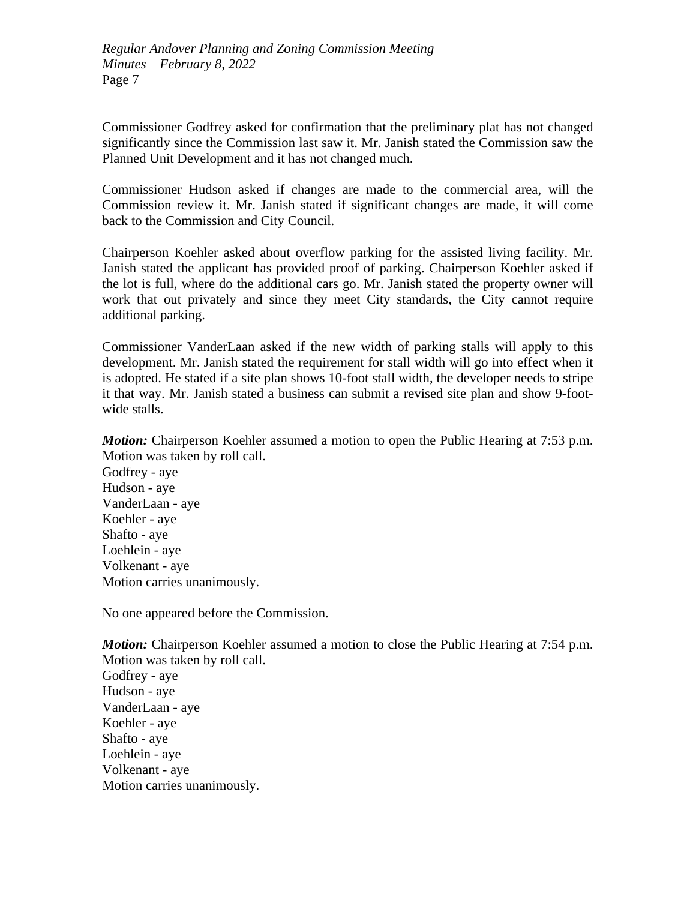Commissioner Godfrey asked for confirmation that the preliminary plat has not changed significantly since the Commission last saw it. Mr. Janish stated the Commission saw the Planned Unit Development and it has not changed much.

Commissioner Hudson asked if changes are made to the commercial area, will the Commission review it. Mr. Janish stated if significant changes are made, it will come back to the Commission and City Council.

Chairperson Koehler asked about overflow parking for the assisted living facility. Mr. Janish stated the applicant has provided proof of parking. Chairperson Koehler asked if the lot is full, where do the additional cars go. Mr. Janish stated the property owner will work that out privately and since they meet City standards, the City cannot require additional parking.

Commissioner VanderLaan asked if the new width of parking stalls will apply to this development. Mr. Janish stated the requirement for stall width will go into effect when it is adopted. He stated if a site plan shows 10-foot stall width, the developer needs to stripe it that way. Mr. Janish stated a business can submit a revised site plan and show 9-foot-wide stalls.

***Motion:*** Chairperson Koehler assumed a motion to open the Public Hearing at 7:53 p.m. Motion was taken by roll call.
Godfrey - aye
Hudson - aye
VanderLaan - aye
Koehler - aye
Shafto - aye
Loehlein - aye
Volkenant - aye
Motion carries unanimously.

No one appeared before the Commission.

***Motion:*** Chairperson Koehler assumed a motion to close the Public Hearing at 7:54 p.m. Motion was taken by roll call.
Godfrey - aye
Hudson - aye
VanderLaan - aye
Koehler - aye
Shafto - aye
Loehlein - aye
Volkenant - aye
Motion carries unanimously.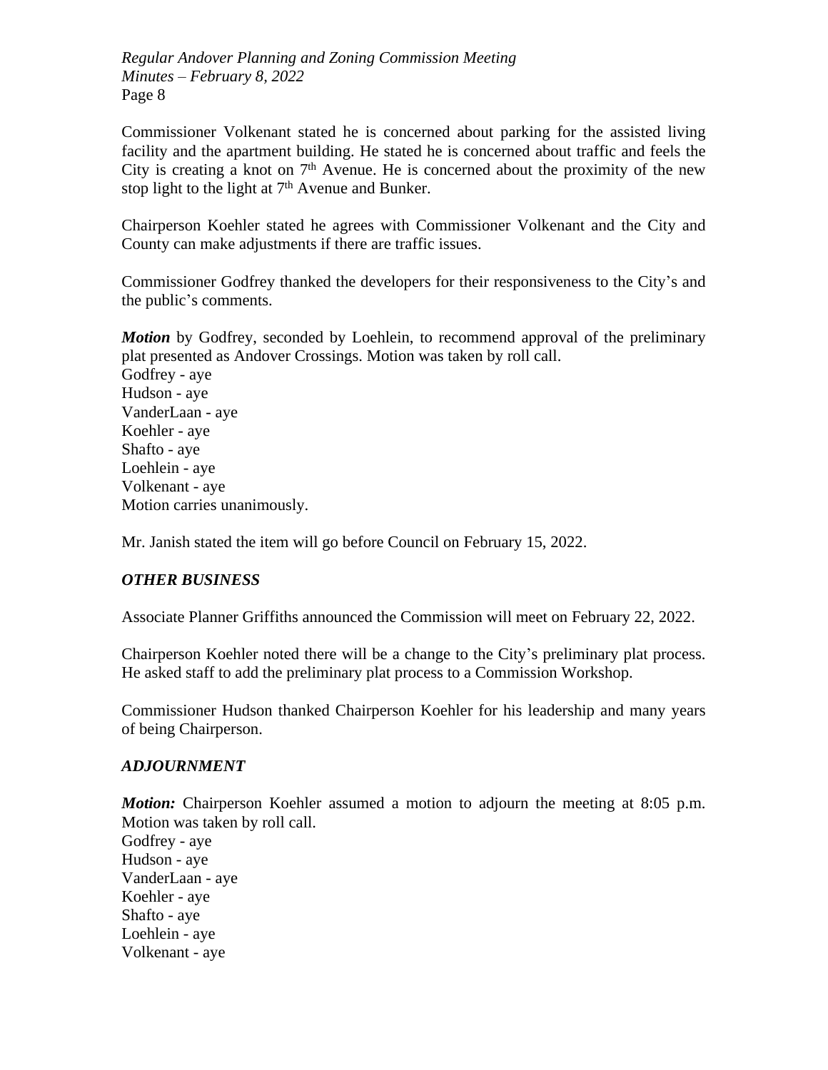Commissioner Volkenant stated he is concerned about parking for the assisted living facility and the apartment building. He stated he is concerned about traffic and feels the City is creating a knot on 7th Avenue. He is concerned about the proximity of the new stop light to the light at 7th Avenue and Bunker.

Chairperson Koehler stated he agrees with Commissioner Volkenant and the City and County can make adjustments if there are traffic issues.

Commissioner Godfrey thanked the developers for their responsiveness to the City's and the public's comments.

***Motion*** by Godfrey, seconded by Loehlein, to recommend approval of the preliminary plat presented as Andover Crossings. Motion was taken by roll call.
Godfrey - aye
Hudson - aye
VanderLaan - aye
Koehler - aye
Shafto - aye
Loehlein - aye
Volkenant - aye
Motion carries unanimously.

Mr. Janish stated the item will go before Council on February 15, 2022.

### *OTHER BUSINESS*

Associate Planner Griffiths announced the Commission will meet on February 22, 2022.

Chairperson Koehler noted there will be a change to the City's preliminary plat process. He asked staff to add the preliminary plat process to a Commission Workshop.

Commissioner Hudson thanked Chairperson Koehler for his leadership and many years of being Chairperson.

### *ADJOURNMENT*

***Motion:*** Chairperson Koehler assumed a motion to adjourn the meeting at 8:05 p.m. Motion was taken by roll call.
Godfrey - aye
Hudson - aye
VanderLaan - aye
Koehler - aye
Shafto - aye
Loehlein - aye
Volkenant - aye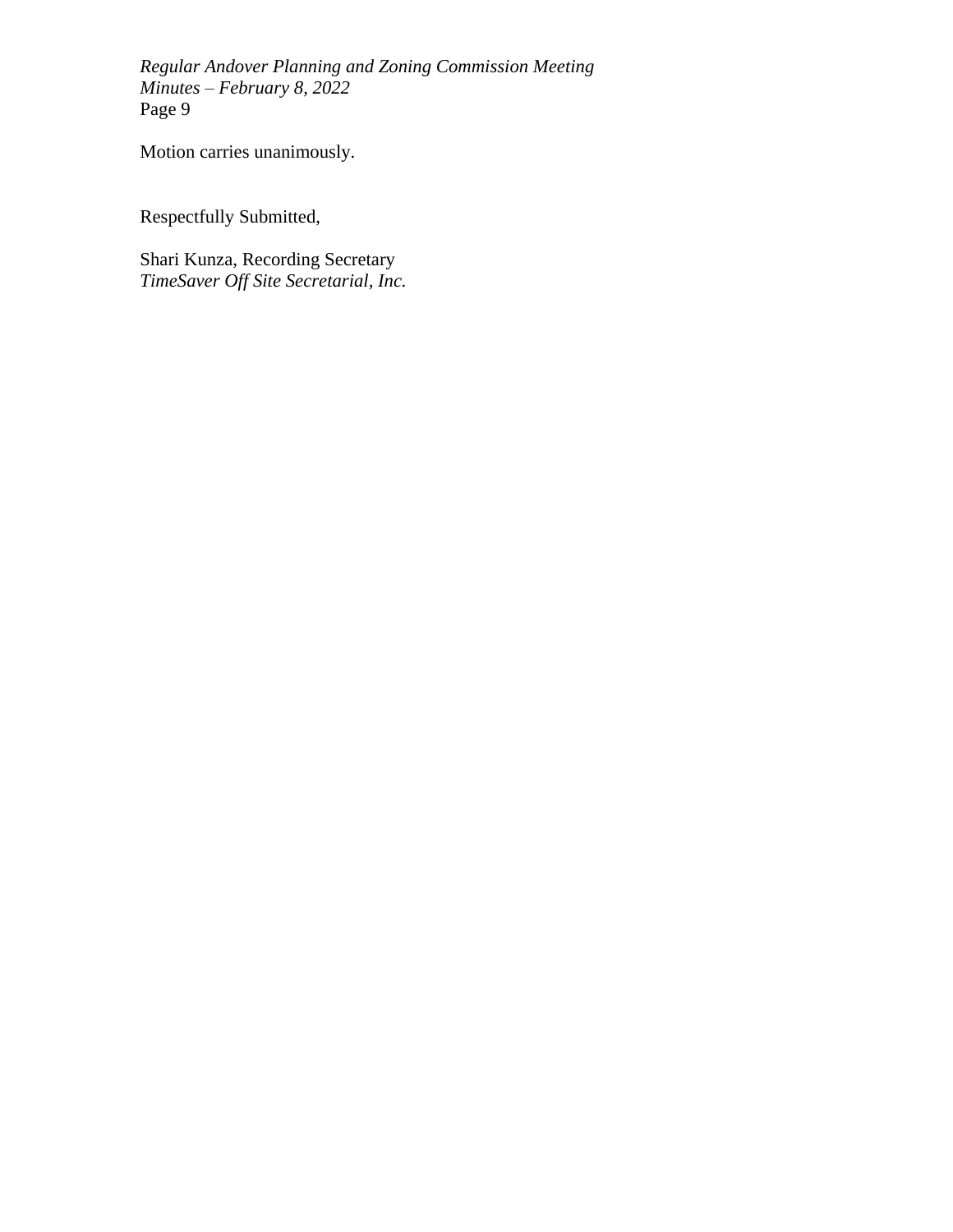Motion carries unanimously.

Respectfully Submitted,

Shari Kunza, Recording Secretary
*TimeSaver Off Site Secretarial, Inc.*